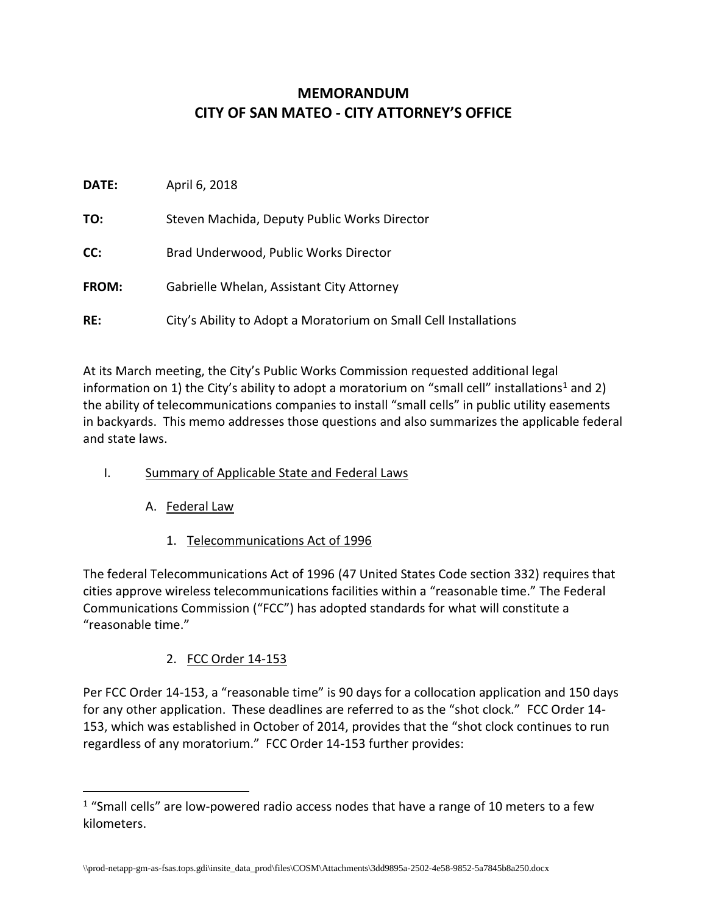# MEMORANDUM
# CITY OF SAN MATEO - CITY ATTORNEY'S OFFICE

**DATE:** April 6, 2018

**TO:** Steven Machida, Deputy Public Works Director

**CC:** Brad Underwood, Public Works Director

**FROM:** Gabrielle Whelan, Assistant City Attorney

**RE:** City's Ability to Adopt a Moratorium on Small Cell Installations

At its March meeting, the City's Public Works Commission requested additional legal information on 1) the City's ability to adopt a moratorium on "small cell" installations[1] and 2) the ability of telecommunications companies to install "small cells" in public utility easements in backyards. This memo addresses those questions and also summarizes the applicable federal and state laws.

## I. Summary of Applicable State and Federal Laws

### A. Federal Law

#### 1. Telecommunications Act of 1996

The federal Telecommunications Act of 1996 (47 United States Code section 332) requires that cities approve wireless telecommunications facilities within a "reasonable time." The Federal Communications Commission ("FCC") has adopted standards for what will constitute a "reasonable time."

#### 2. FCC Order 14-153

Per FCC Order 14-153, a "reasonable time" is 90 days for a collocation application and 150 days for any other application. These deadlines are referred to as the "shot clock." FCC Order 14-153, which was established in October of 2014, provides that the "shot clock continues to run regardless of any moratorium." FCC Order 14-153 further provides:

---

[1] "Small cells" are low-powered radio access nodes that have a range of 10 meters to a few kilometers.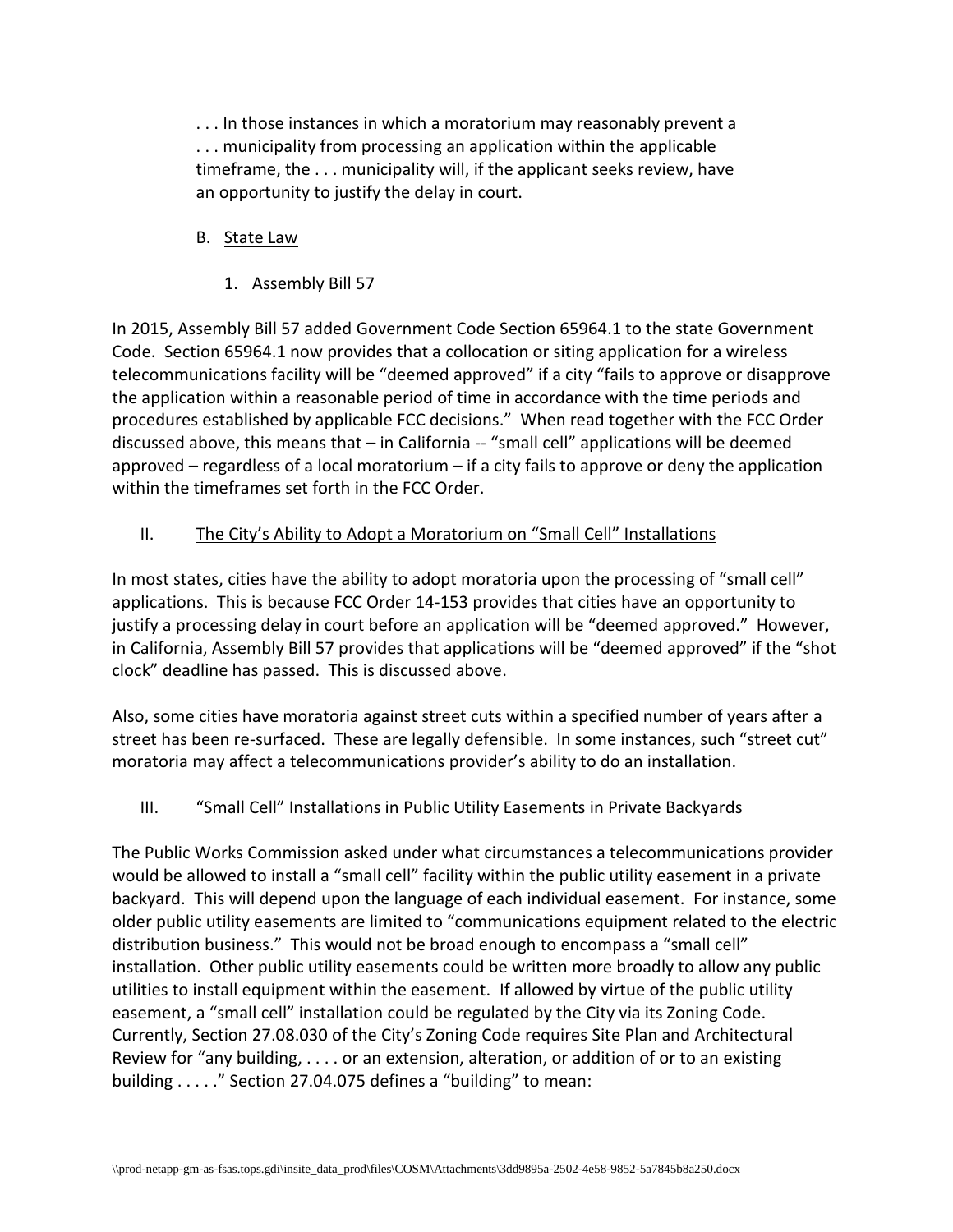> . . . In those instances in which a moratorium may reasonably prevent a . . . municipality from processing an application within the applicable timeframe, the . . . municipality will, if the applicant seeks review, have an opportunity to justify the delay in court.

B. State Law

1. Assembly Bill 57

In 2015, Assembly Bill 57 added Government Code Section 65964.1 to the state Government Code. Section 65964.1 now provides that a collocation or siting application for a wireless telecommunications facility will be "deemed approved" if a city "fails to approve or disapprove the application within a reasonable period of time in accordance with the time periods and procedures established by applicable FCC decisions." When read together with the FCC Order discussed above, this means that – in California -- "small cell" applications will be deemed approved – regardless of a local moratorium – if a city fails to approve or deny the application within the timeframes set forth in the FCC Order.

## II. The City's Ability to Adopt a Moratorium on "Small Cell" Installations

In most states, cities have the ability to adopt moratoria upon the processing of "small cell" applications. This is because FCC Order 14-153 provides that cities have an opportunity to justify a processing delay in court before an application will be "deemed approved." However, in California, Assembly Bill 57 provides that applications will be "deemed approved" if the "shot clock" deadline has passed. This is discussed above.

Also, some cities have moratoria against street cuts within a specified number of years after a street has been re-surfaced. These are legally defensible. In some instances, such "street cut" moratoria may affect a telecommunications provider's ability to do an installation.

## III. "Small Cell" Installations in Public Utility Easements in Private Backyards

The Public Works Commission asked under what circumstances a telecommunications provider would be allowed to install a "small cell" facility within the public utility easement in a private backyard. This will depend upon the language of each individual easement. For instance, some older public utility easements are limited to "communications equipment related to the electric distribution business." This would not be broad enough to encompass a "small cell" installation. Other public utility easements could be written more broadly to allow any public utilities to install equipment within the easement. If allowed by virtue of the public utility easement, a "small cell" installation could be regulated by the City via its Zoning Code. Currently, Section 27.08.030 of the City's Zoning Code requires Site Plan and Architectural Review for "any building, . . . . or an extension, alteration, or addition of or to an existing building . . . . ." Section 27.04.075 defines a "building" to mean: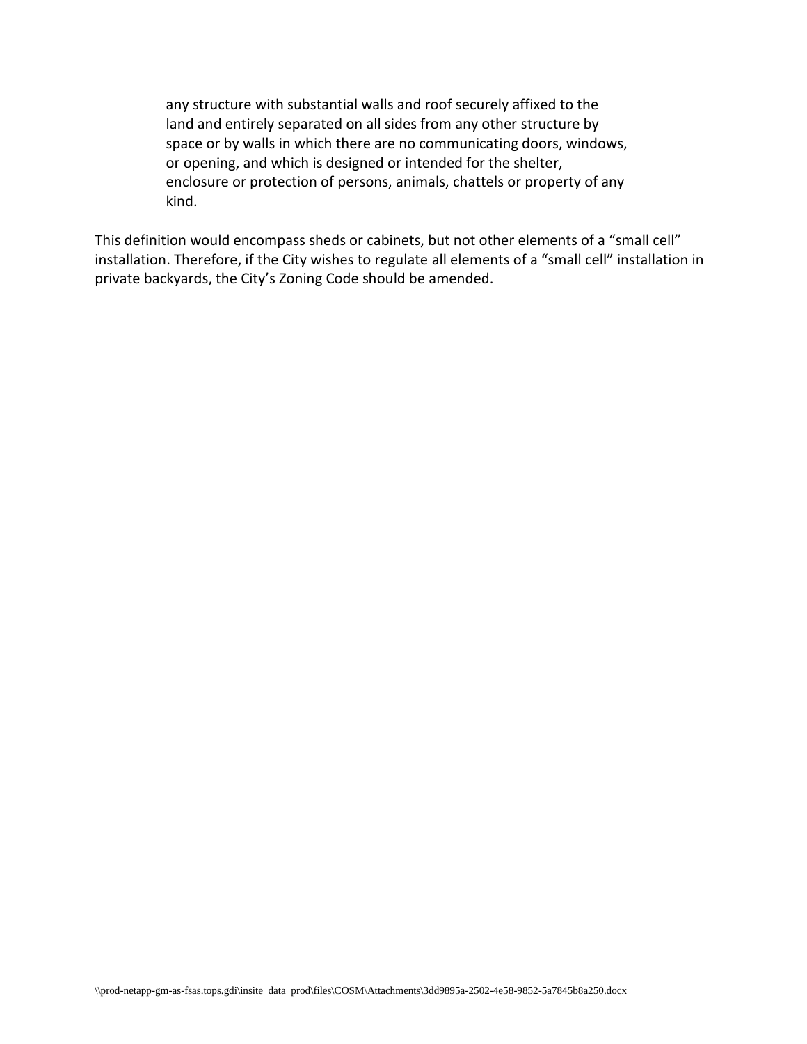> any structure with substantial walls and roof securely affixed to the land and entirely separated on all sides from any other structure by space or by walls in which there are no communicating doors, windows, or opening, and which is designed or intended for the shelter, enclosure or protection of persons, animals, chattels or property of any kind.

This definition would encompass sheds or cabinets, but not other elements of a “small cell” installation. Therefore, if the City wishes to regulate all elements of a “small cell” installation in private backyards, the City’s Zoning Code should be amended.